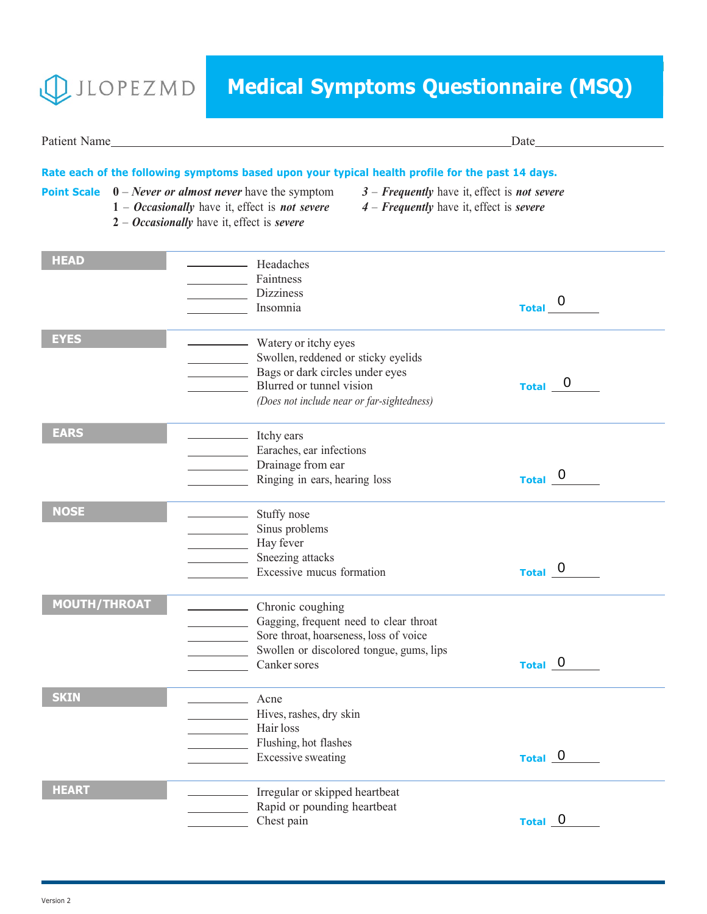JLOPEZMD

# Medical Symptoms Questionnaire (MSQ)

Patient Name\_\_\_\_\_\_\_\_\_\_\_\_\_\_\_\_\_\_\_\_\_\_\_\_\_\_\_\_\_\_\_\_\_\_\_\_\_\_\_\_ Date\_\_\_\_\_\_\_\_\_\_\_\_\_\_\_\_

**Rate each of the following symptoms based upon your typical health profile for the past 14 days.**

**Point Scale**

- **0** – ***Never or almost never*** have the symptom
- **1** – ***Occasionally*** have it, effect is ***not severe***
- **2** – ***Occasionally*** have it, effect is ***severe***
- **3** – ***Frequently*** have it, effect is ***not severe***
- **4** – ***Frequently*** have it, effect is ***severe***

## HEAD

\_\_\_\_\_\_\_\_ Headaches
\_\_\_\_\_\_\_\_ Faintness
\_\_\_\_\_\_\_\_ Dizziness
\_\_\_\_\_\_\_\_ Insomnia

**Total** 0

## EYES

\_\_\_\_\_\_\_\_ Watery or itchy eyes
\_\_\_\_\_\_\_\_ Swollen, reddened or sticky eyelids
\_\_\_\_\_\_\_\_ Bags or dark circles under eyes
\_\_\_\_\_\_\_\_ Blurred or tunnel vision
*(Does not include near or far-sightedness)*

**Total** 0

## EARS

\_\_\_\_\_\_\_\_ Itchy ears
\_\_\_\_\_\_\_\_ Earaches, ear infections
\_\_\_\_\_\_\_\_ Drainage from ear
\_\_\_\_\_\_\_\_ Ringing in ears, hearing loss

**Total** 0

## NOSE

\_\_\_\_\_\_\_\_ Stuffy nose
\_\_\_\_\_\_\_\_ Sinus problems
\_\_\_\_\_\_\_\_ Hay fever
\_\_\_\_\_\_\_\_ Sneezing attacks
\_\_\_\_\_\_\_\_ Excessive mucus formation

**Total** 0

## MOUTH/THROAT

\_\_\_\_\_\_\_\_ Chronic coughing
\_\_\_\_\_\_\_\_ Gagging, frequent need to clear throat
\_\_\_\_\_\_\_\_ Sore throat, hoarseness, loss of voice
\_\_\_\_\_\_\_\_ Swollen or discolored tongue, gums, lips
\_\_\_\_\_\_\_\_ Canker sores

**Total** 0

## SKIN

\_\_\_\_\_\_\_\_ Acne
\_\_\_\_\_\_\_\_ Hives, rashes, dry skin
\_\_\_\_\_\_\_\_ Hair loss
\_\_\_\_\_\_\_\_ Flushing, hot flashes
\_\_\_\_\_\_\_\_ Excessive sweating

**Total** 0

## HEART

\_\_\_\_\_\_\_\_ Irregular or skipped heartbeat
\_\_\_\_\_\_\_\_ Rapid or pounding heartbeat
\_\_\_\_\_\_\_\_ Chest pain

**Total** 0

Version 2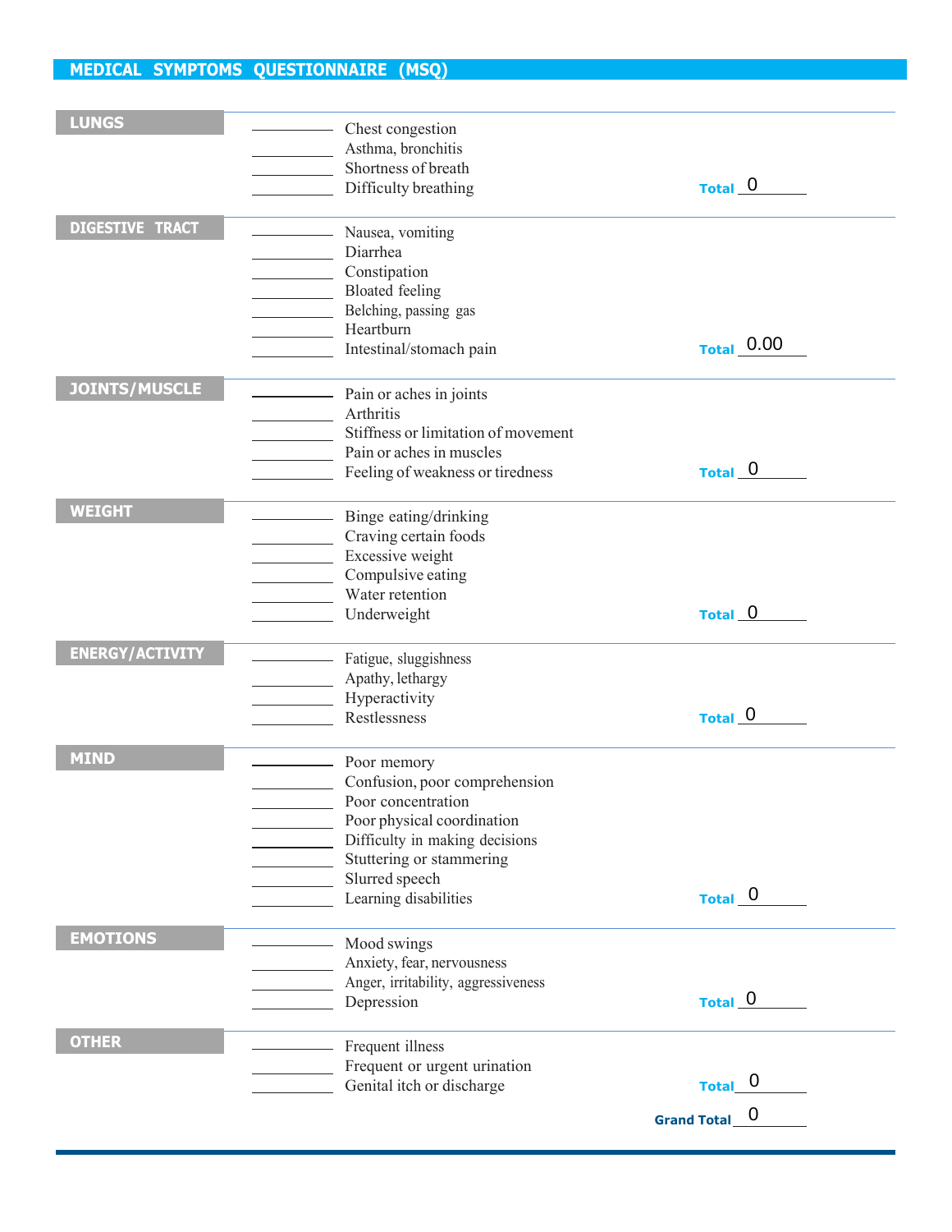## MEDICAL SYMPTOMS QUESTIONNAIRE (MSQ)

### LUNGS

- ________ Chest congestion
- ________ Asthma, bronchitis
- ________ Shortness of breath
- ________ Difficulty breathing

**Total** 0

### DIGESTIVE TRACT

- ________ Nausea, vomiting
- ________ Diarrhea
- ________ Constipation
- ________ Bloated feeling
- ________ Belching, passing gas
- ________ Heartburn
- ________ Intestinal/stomach pain

**Total** 0.00

### JOINTS/MUSCLE

- ________ Pain or aches in joints
- ________ Arthritis
- ________ Stiffness or limitation of movement
- ________ Pain or aches in muscles
- ________ Feeling of weakness or tiredness

**Total** 0

### WEIGHT

- ________ Binge eating/drinking
- ________ Craving certain foods
- ________ Excessive weight
- ________ Compulsive eating
- ________ Water retention
- ________ Underweight

**Total** 0

### ENERGY/ACTIVITY

- ________ Fatigue, sluggishness
- ________ Apathy, lethargy
- ________ Hyperactivity
- ________ Restlessness

**Total** 0

### MIND

- ________ Poor memory
- ________ Confusion, poor comprehension
- ________ Poor concentration
- ________ Poor physical coordination
- ________ Difficulty in making decisions
- ________ Stuttering or stammering
- ________ Slurred speech
- ________ Learning disabilities

**Total** 0

### EMOTIONS

- ________ Mood swings
- ________ Anxiety, fear, nervousness
- ________ Anger, irritability, aggressiveness
- ________ Depression

**Total** 0

### OTHER

- ________ Frequent illness
- ________ Frequent or urgent urination
- ________ Genital itch or discharge

**Total** 0

**Grand Total** 0